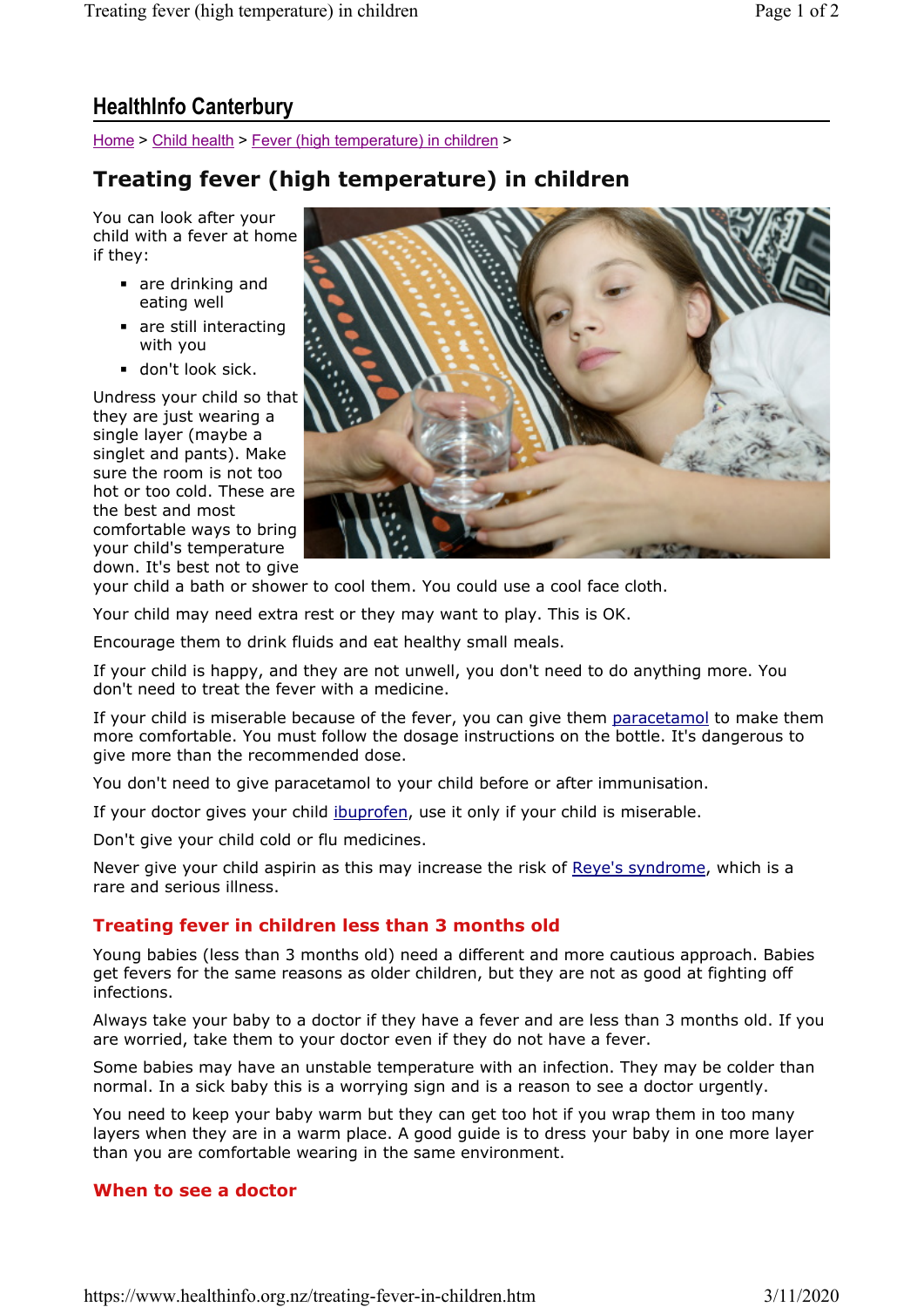## HealthInfo Canterbury

Home > Child health > Fever (high temperature) in children >

# Treating fever (high temperature) in children

You can look after your child with a fever at home if they:

- are drinking and eating well
- are still interacting with you
- don't look sick.

Undress your child so that they are just wearing a single layer (maybe a singlet and pants). Make sure the room is not too hot or too cold. These are the best and most comfortable ways to bring your child's temperature down. It's best not to give your child a bath or shower to cool them. You could use a cool face cloth.

Your child may need extra rest or they may want to play. This is OK.

Encourage them to drink fluids and eat healthy small meals.

If your child is happy, and they are not unwell, you don't need to do anything more. You don't need to treat the fever with a medicine.

If your child is miserable because of the fever, you can give them paracetamol to make them more comfortable. You must follow the dosage instructions on the bottle. It's dangerous to give more than the recommended dose.

You don't need to give paracetamol to your child before or after immunisation.

If your doctor gives your child ibuprofen, use it only if your child is miserable.

Don't give your child cold or flu medicines.

Never give your child aspirin as this may increase the risk of Reye's syndrome, which is a rare and serious illness.

## Treating fever in children less than 3 months old

Young babies (less than 3 months old) need a different and more cautious approach. Babies get fevers for the same reasons as older children, but they are not as good at fighting off infections.

Always take your baby to a doctor if they have a fever and are less than 3 months old. If you are worried, take them to your doctor even if they do not have a fever.

Some babies may have an unstable temperature with an infection. They may be colder than normal. In a sick baby this is a worrying sign and is a reason to see a doctor urgently.

You need to keep your baby warm but they can get too hot if you wrap them in too many layers when they are in a warm place. A good guide is to dress your baby in one more layer than you are comfortable wearing in the same environment.

## When to see a doctor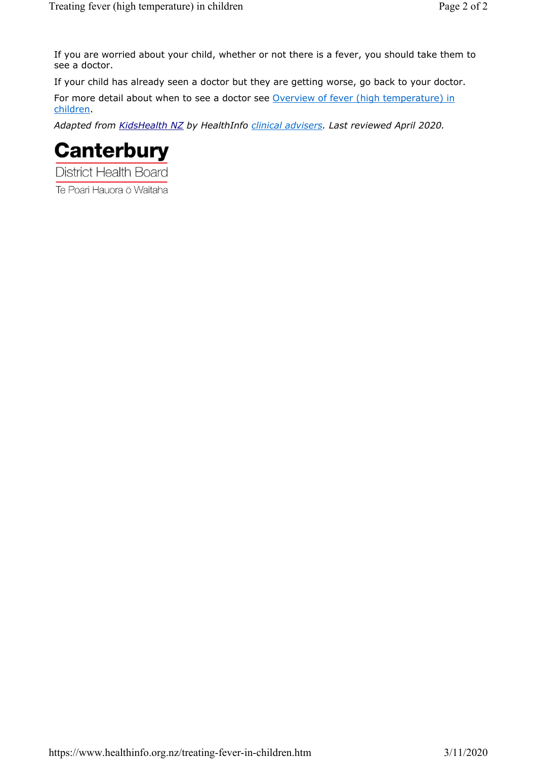If you are worried about your child, whether or not there is a fever, you should take them to see a doctor.

If your child has already seen a doctor but they are getting worse, go back to your doctor.

For more detail about when to see a doctor see Overview of fever (high temperature) in children.

*Adapted from KidsHealth NZ by HealthInfo clinical advisers. Last reviewed April 2020.*

**Canterbury**
District Health Board
Te Poari Hauora ō Waitaha